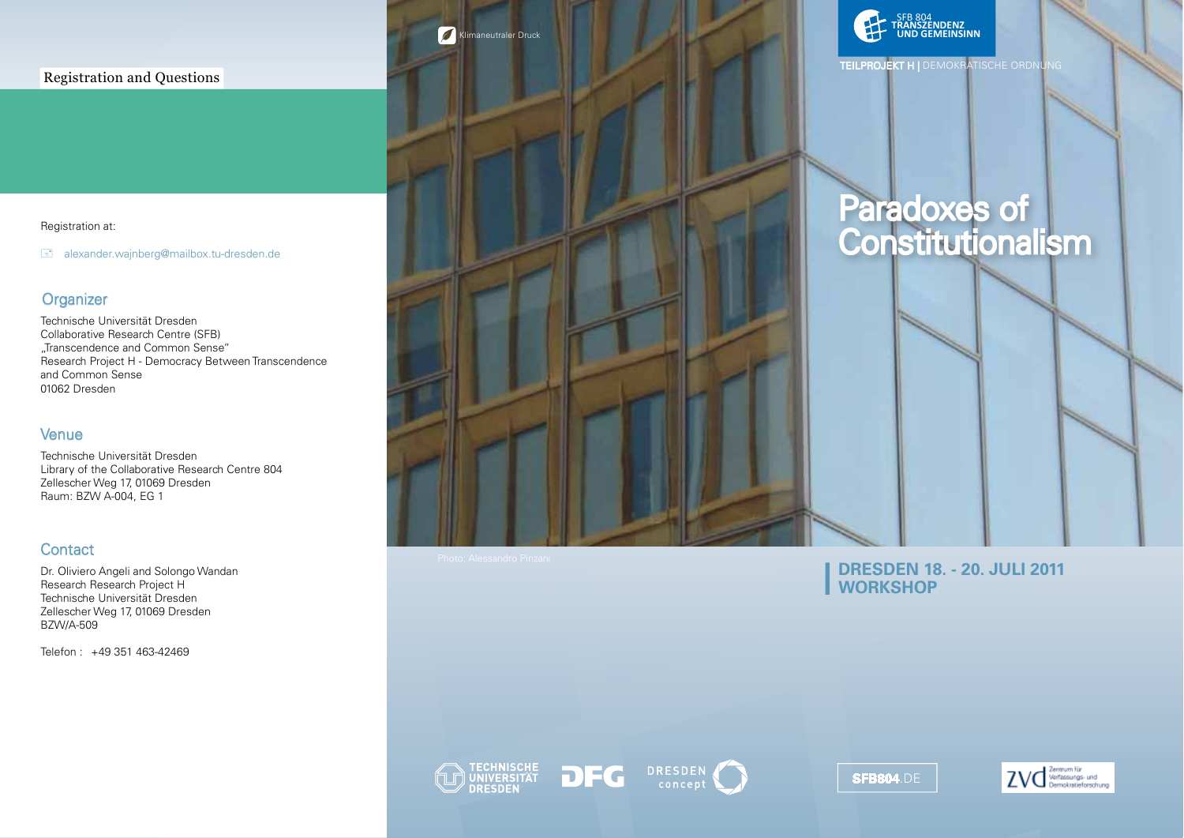## Registration and Questions

Registration at:

alexander.wajnberg@mailbox.tu-dresden.de

### Organizer

Technische Universität Dresden
Collaborative Research Centre (SFB)
„Transcendence and Common Sense"
Research Project H - Democracy Between Transcendence and Common Sense
01062 Dresden

### Venue

Technische Universität Dresden
Library of the Collaborative Research Centre 804
Zellescher Weg 17, 01069 Dresden
Raum: BZW A-004, EG 1

### Contact

Dr. Oliviero Angeli and Solongo Wandan
Research Research Project H
Technische Universität Dresden
Zellescher Weg 17, 01069 Dresden
BZW/A-509

Telefon : +49 351 463-42469

Klimaneutraler Druck

SFB 804 TRANSZENDENZ UND GEMEINSINN

**TEILPROJEKT H |** DEMOKRATISCHE ORDNUNG

# Paradoxes of Constitutionalism

Photo: Alessandro Pinzani

**DRESDEN 18. - 20. JULI 2011**
**WORKSHOP**

TECHNISCHE UNIVERSITÄT DRESDEN · DFG · DRESDEN concept · SFB804.DE · ZVD Zentrum für Verfassungs- und Demokratieforschung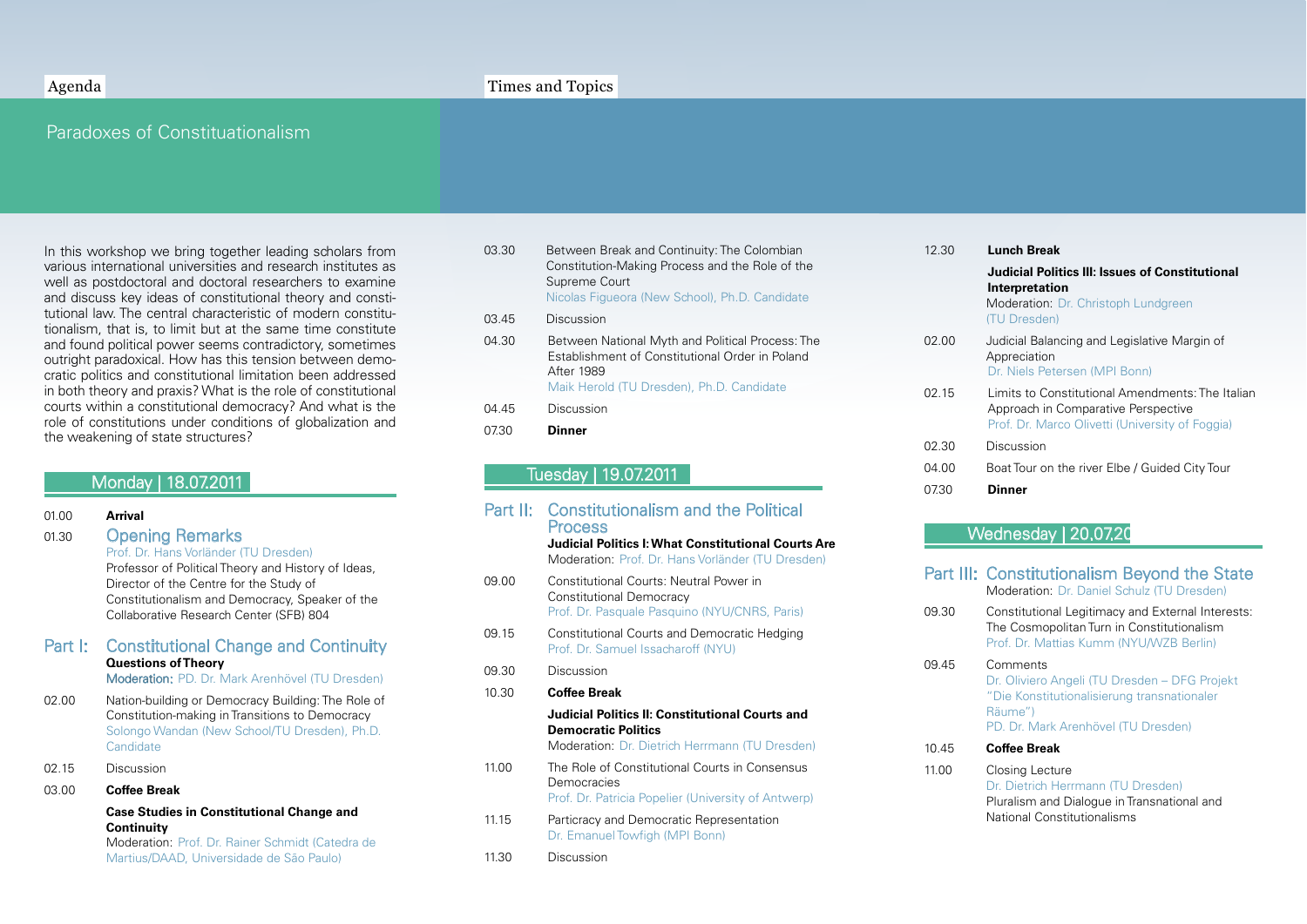Agenda

# Paradoxes of Constituationalism

In this workshop we bring together leading scholars from various international universities and research institutes as well as postdoctoral and doctoral researchers to examine and discuss key ideas of constitutional theory and constitutional law. The central characteristic of modern constitutionalism, that is, to limit but at the same time constitute and found political power seems contradictory, sometimes outright paradoxical. How has this tension between democratic politics and constitutional limitation been addressed in both theory and praxis? What is the role of constitutional courts within a constitutional democracy? And what is the role of constitutions under conditions of globalization and the weakening of state structures?

## Monday | 18.07.2011

01.00 **Arrival**

01.30 **Opening Remarks**
Prof. Dr. Hans Vorländer (TU Dresden)
Professor of Political Theory and History of Ideas, Director of the Centre for the Study of Constitutionalism and Democracy, Speaker of the Collaborative Research Center (SFB) 804

### Part I: Constitutional Change and Continuity

**Questions of Theory**
Moderation: PD. Dr. Mark Arenhövel (TU Dresden)

02.00 Nation-building or Democracy Building: The Role of Constitution-making in Transitions to Democracy
Solongo Wandan (New School/TU Dresden), Ph.D. Candidate

02.15 Discussion

03.00 **Coffee Break**

**Case Studies in Constitutional Change and Continuity**
Moderation: Prof. Dr. Rainer Schmidt (Catedra de Martius/DAAD, Universidade de São Paulo)

Times and Topics

03.30 Between Break and Continuity: The Colombian Constitution-Making Process and the Role of the Supreme Court
Nicolas Figueora (New School), Ph.D. Candidate

03.45 Discussion

04.30 Between National Myth and Political Process: The Establishment of Constitutional Order in Poland After 1989
Maik Herold (TU Dresden), Ph.D. Candidate

04.45 Discussion

07.30 **Dinner**

## Tuesday | 19.07.2011

### Part II: Constitutionalism and the Political Process

**Judicial Politics I: What Constitutional Courts Are**
Moderation: Prof. Dr. Hans Vorländer (TU Dresden)

09.00 Constitutional Courts: Neutral Power in Constitutional Democracy
Prof. Dr. Pasquale Pasquino (NYU/CNRS, Paris)

09.15 Constitutional Courts and Democratic Hedging
Prof. Dr. Samuel Issacharoff (NYU)

09.30 Discussion

10.30 **Coffee Break**

**Judicial Politics II: Constitutional Courts and Democratic Politics**
Moderation: Dr. Dietrich Herrmann (TU Dresden)

11.00 The Role of Constitutional Courts in Consensus Democracies
Prof. Dr. Patricia Popelier (University of Antwerp)

11.15 Particracy and Democratic Representation
Dr. Emanuel Towfigh (MPI Bonn)

11.30 Discussion

12.30 **Lunch Break**

**Judicial Politics III: Issues of Constitutional Interpretation**
Moderation: Dr. Christoph Lundgreen (TU Dresden)

02.00 Judicial Balancing and Legislative Margin of Appreciation
Dr. Niels Petersen (MPI Bonn)

02.15 Limits to Constitutional Amendments: The Italian Approach in Comparative Perspective
Prof. Dr. Marco Olivetti (University of Foggia)

02.30 Discussion

04.00 Boat Tour on the river Elbe / Guided City Tour

07.30 **Dinner**

## Wednesday | 20.07.20

### Part III: Constitutionalism Beyond the State

Moderation: Dr. Daniel Schulz (TU Dresden)

09.30 Constitutional Legitimacy and External Interests: The Cosmopolitan Turn in Constitutionalism
Prof. Dr. Mattias Kumm (NYU/WZB Berlin)

09.45 Comments
Dr. Oliviero Angeli (TU Dresden – DFG Projekt "Die Konstitutionalisierung transnationaler Räume")
PD. Dr. Mark Arenhövel (TU Dresden)

10.45 **Coffee Break**

11.00 Closing Lecture
Dr. Dietrich Herrmann (TU Dresden)
Pluralism and Dialogue in Transnational and National Constitutionalisms